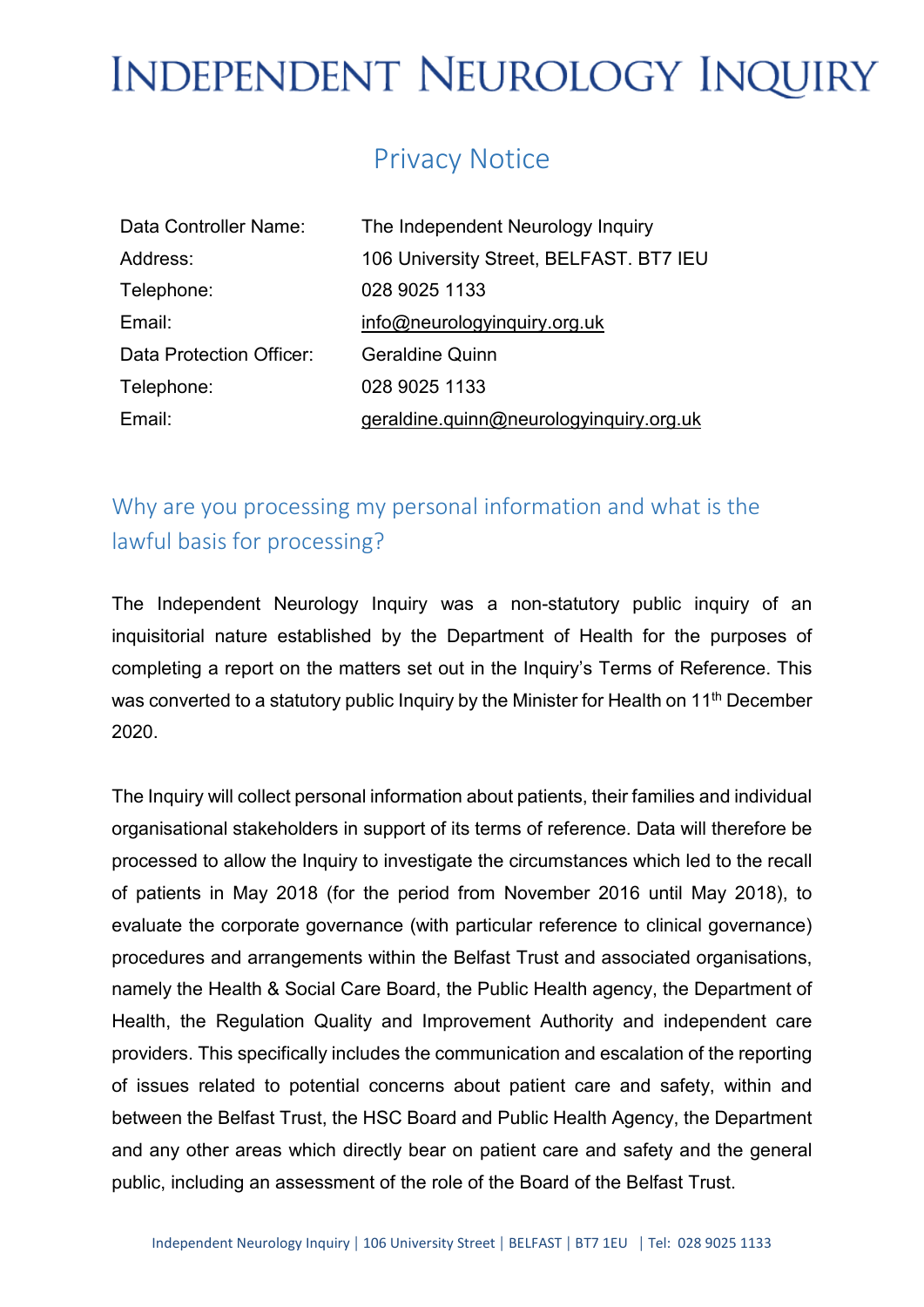# INDEPENDENT NEUROLOGY INQUIRY

## Privacy Notice

| | |
|---|---|
| Data Controller Name: | The Independent Neurology Inquiry |
| Address: | 106 University Street, BELFAST. BT7 IEU |
| Telephone: | 028 9025 1133 |
| Email: | info@neurologyinquiry.org.uk |
| Data Protection Officer: | Geraldine Quinn |
| Telephone: | 028 9025 1133 |
| Email: | geraldine.quinn@neurologyinquiry.org.uk |

### Why are you processing my personal information and what is the lawful basis for processing?

The Independent Neurology Inquiry was a non-statutory public inquiry of an inquisitorial nature established by the Department of Health for the purposes of completing a report on the matters set out in the Inquiry's Terms of Reference. This was converted to a statutory public Inquiry by the Minister for Health on 11th December 2020.

The Inquiry will collect personal information about patients, their families and individual organisational stakeholders in support of its terms of reference. Data will therefore be processed to allow the Inquiry to investigate the circumstances which led to the recall of patients in May 2018 (for the period from November 2016 until May 2018), to evaluate the corporate governance (with particular reference to clinical governance) procedures and arrangements within the Belfast Trust and associated organisations, namely the Health & Social Care Board, the Public Health agency, the Department of Health, the Regulation Quality and Improvement Authority and independent care providers. This specifically includes the communication and escalation of the reporting of issues related to potential concerns about patient care and safety, within and between the Belfast Trust, the HSC Board and Public Health Agency, the Department and any other areas which directly bear on patient care and safety and the general public, including an assessment of the role of the Board of the Belfast Trust.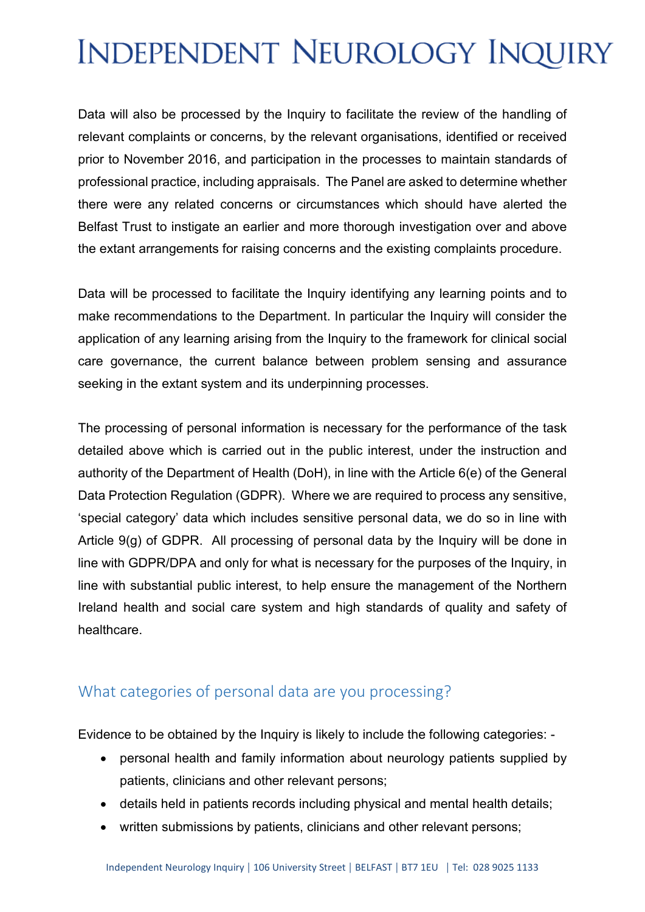Data will also be processed by the Inquiry to facilitate the review of the handling of relevant complaints or concerns, by the relevant organisations, identified or received prior to November 2016, and participation in the processes to maintain standards of professional practice, including appraisals. The Panel are asked to determine whether there were any related concerns or circumstances which should have alerted the Belfast Trust to instigate an earlier and more thorough investigation over and above the extant arrangements for raising concerns and the existing complaints procedure.

Data will be processed to facilitate the Inquiry identifying any learning points and to make recommendations to the Department. In particular the Inquiry will consider the application of any learning arising from the Inquiry to the framework for clinical social care governance, the current balance between problem sensing and assurance seeking in the extant system and its underpinning processes.

The processing of personal information is necessary for the performance of the task detailed above which is carried out in the public interest, under the instruction and authority of the Department of Health (DoH), in line with the Article 6(e) of the General Data Protection Regulation (GDPR). Where we are required to process any sensitive, 'special category' data which includes sensitive personal data, we do so in line with Article 9(g) of GDPR. All processing of personal data by the Inquiry will be done in line with GDPR/DPA and only for what is necessary for the purposes of the Inquiry, in line with substantial public interest, to help ensure the management of the Northern Ireland health and social care system and high standards of quality and safety of healthcare.

## What categories of personal data are you processing?

Evidence to be obtained by the Inquiry is likely to include the following categories: -

- personal health and family information about neurology patients supplied by patients, clinicians and other relevant persons;
- details held in patients records including physical and mental health details;
- written submissions by patients, clinicians and other relevant persons;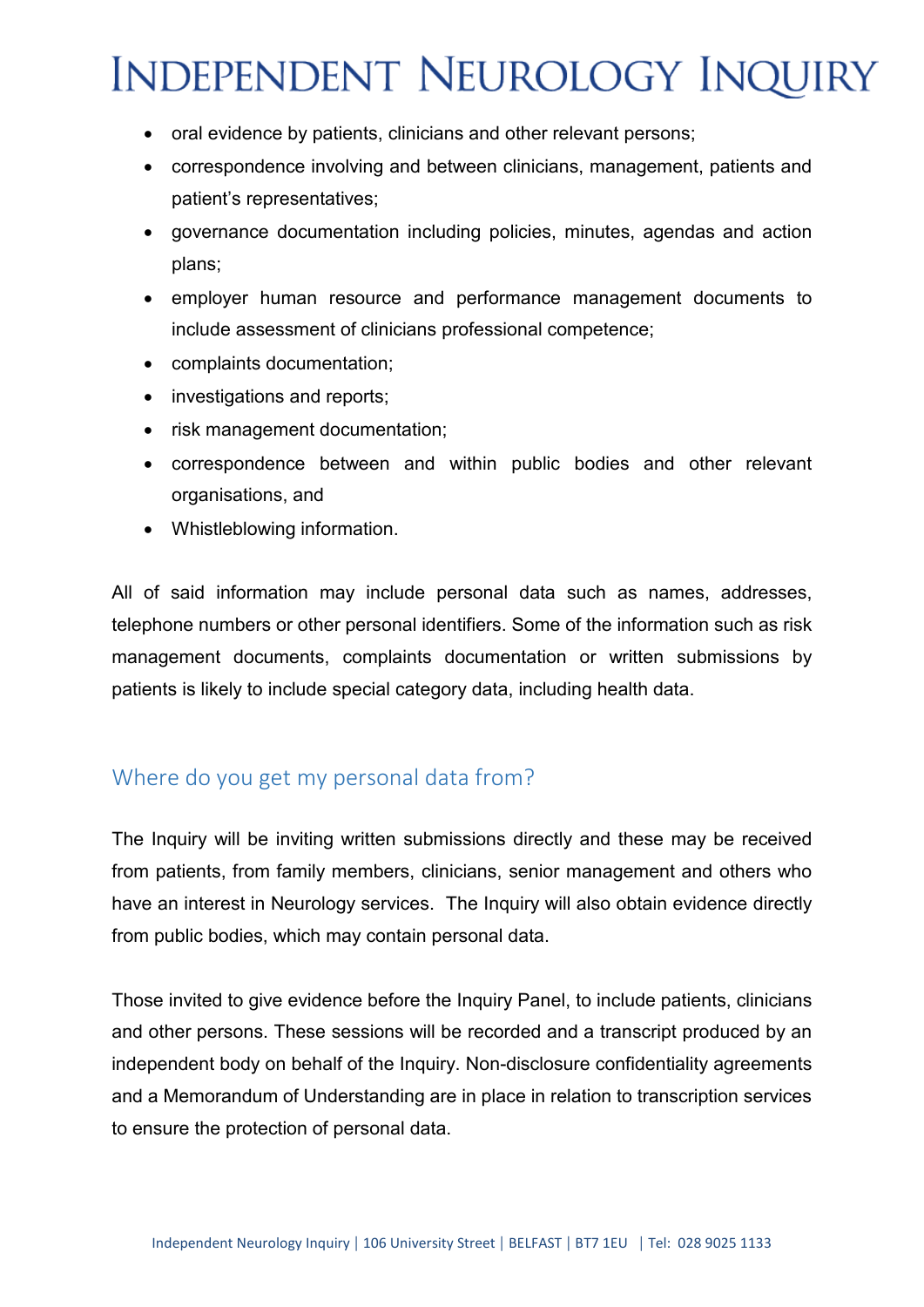- oral evidence by patients, clinicians and other relevant persons;
- correspondence involving and between clinicians, management, patients and patient's representatives;
- governance documentation including policies, minutes, agendas and action plans;
- employer human resource and performance management documents to include assessment of clinicians professional competence;
- complaints documentation;
- investigations and reports;
- risk management documentation;
- correspondence between and within public bodies and other relevant organisations, and
- Whistleblowing information.

All of said information may include personal data such as names, addresses, telephone numbers or other personal identifiers. Some of the information such as risk management documents, complaints documentation or written submissions by patients is likely to include special category data, including health data.

## Where do you get my personal data from?

The Inquiry will be inviting written submissions directly and these may be received from patients, from family members, clinicians, senior management and others who have an interest in Neurology services. The Inquiry will also obtain evidence directly from public bodies, which may contain personal data.

Those invited to give evidence before the Inquiry Panel, to include patients, clinicians and other persons. These sessions will be recorded and a transcript produced by an independent body on behalf of the Inquiry. Non-disclosure confidentiality agreements and a Memorandum of Understanding are in place in relation to transcription services to ensure the protection of personal data.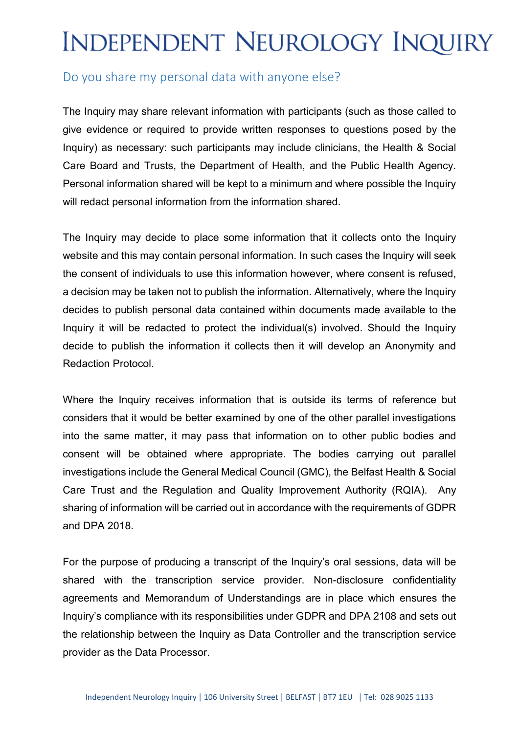## Do you share my personal data with anyone else?

The Inquiry may share relevant information with participants (such as those called to give evidence or required to provide written responses to questions posed by the Inquiry) as necessary: such participants may include clinicians, the Health & Social Care Board and Trusts, the Department of Health, and the Public Health Agency. Personal information shared will be kept to a minimum and where possible the Inquiry will redact personal information from the information shared.

The Inquiry may decide to place some information that it collects onto the Inquiry website and this may contain personal information. In such cases the Inquiry will seek the consent of individuals to use this information however, where consent is refused, a decision may be taken not to publish the information. Alternatively, where the Inquiry decides to publish personal data contained within documents made available to the Inquiry it will be redacted to protect the individual(s) involved. Should the Inquiry decide to publish the information it collects then it will develop an Anonymity and Redaction Protocol.

Where the Inquiry receives information that is outside its terms of reference but considers that it would be better examined by one of the other parallel investigations into the same matter, it may pass that information on to other public bodies and consent will be obtained where appropriate. The bodies carrying out parallel investigations include the General Medical Council (GMC), the Belfast Health & Social Care Trust and the Regulation and Quality Improvement Authority (RQIA). Any sharing of information will be carried out in accordance with the requirements of GDPR and DPA 2018.

For the purpose of producing a transcript of the Inquiry's oral sessions, data will be shared with the transcription service provider. Non-disclosure confidentiality agreements and Memorandum of Understandings are in place which ensures the Inquiry's compliance with its responsibilities under GDPR and DPA 2108 and sets out the relationship between the Inquiry as Data Controller and the transcription service provider as the Data Processor.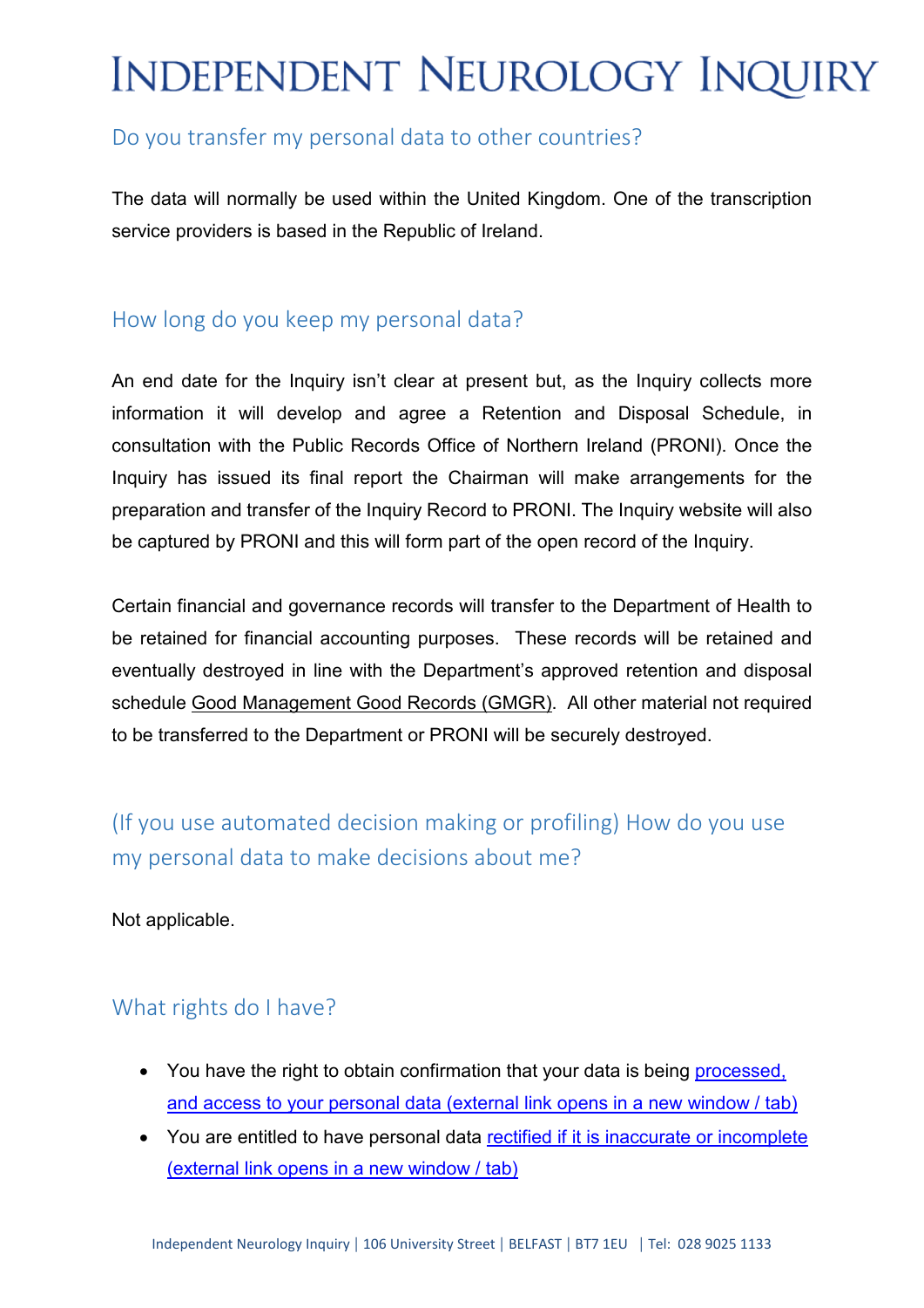## Do you transfer my personal data to other countries?

The data will normally be used within the United Kingdom. One of the transcription service providers is based in the Republic of Ireland.

## How long do you keep my personal data?

An end date for the Inquiry isn't clear at present but, as the Inquiry collects more information it will develop and agree a Retention and Disposal Schedule, in consultation with the Public Records Office of Northern Ireland (PRONI). Once the Inquiry has issued its final report the Chairman will make arrangements for the preparation and transfer of the Inquiry Record to PRONI. The Inquiry website will also be captured by PRONI and this will form part of the open record of the Inquiry.

Certain financial and governance records will transfer to the Department of Health to be retained for financial accounting purposes. These records will be retained and eventually destroyed in line with the Department's approved retention and disposal schedule Good Management Good Records (GMGR). All other material not required to be transferred to the Department or PRONI will be securely destroyed.

## (If you use automated decision making or profiling) How do you use my personal data to make decisions about me?

Not applicable.

## What rights do I have?

- You have the right to obtain confirmation that your data is being processed, and access to your personal data (external link opens in a new window / tab)
- You are entitled to have personal data rectified if it is inaccurate or incomplete (external link opens in a new window / tab)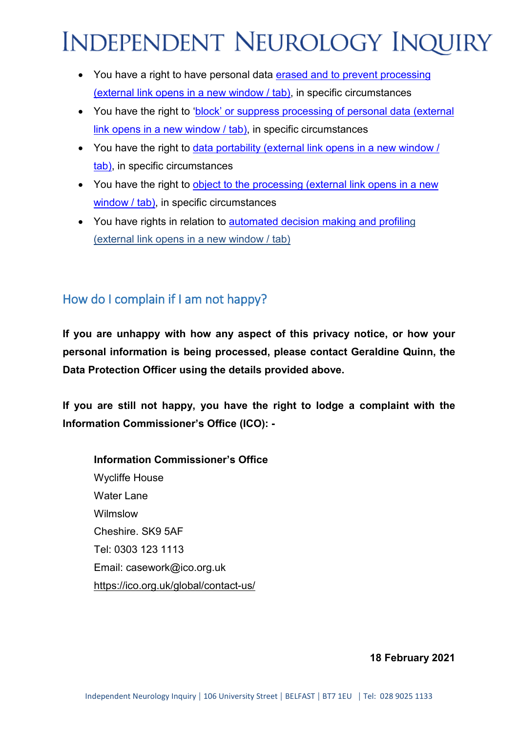- You have a right to have personal data [erased and to prevent processing (external link opens in a new window / tab)](), in specific circumstances
- You have the right to ['block' or suppress processing of personal data (external link opens in a new window / tab)](), in specific circumstances
- You have the right to [data portability (external link opens in a new window / tab)](), in specific circumstances
- You have the right to [object to the processing (external link opens in a new window / tab)](), in specific circumstances
- You have rights in relation to [automated decision making and profiling (external link opens in a new window / tab)]()

## How do I complain if I am not happy?

**If you are unhappy with how any aspect of this privacy notice, or how your personal information is being processed, please contact Geraldine Quinn, the Data Protection Officer using the details provided above.**

**If you are still not happy, you have the right to lodge a complaint with the Information Commissioner's Office (ICO): -**

**Information Commissioner's Office**  
Wycliffe House  
Water Lane  
Wilmslow  
Cheshire. SK9 5AF  
Tel: 0303 123 1113  
Email: casework@ico.org.uk  
https://ico.org.uk/global/contact-us/

**18 February 2021**